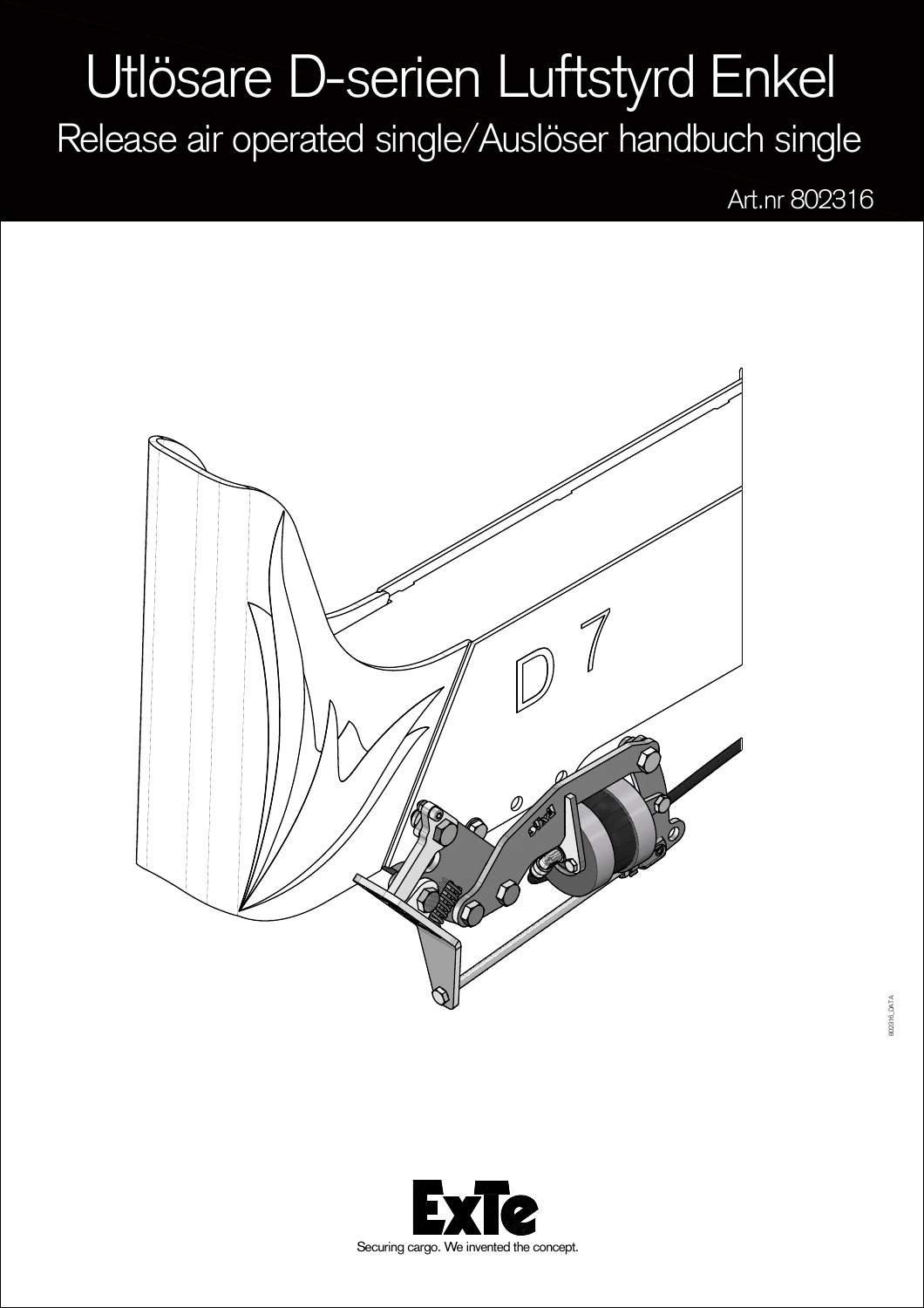# Utlösare D-serien Luftstyrd Enkel

## Release air operated single/Auslöser handbuch single

Art.nr 802316

D 7

802316_DX1.A

ExTe

Securing cargo. We invented the concept.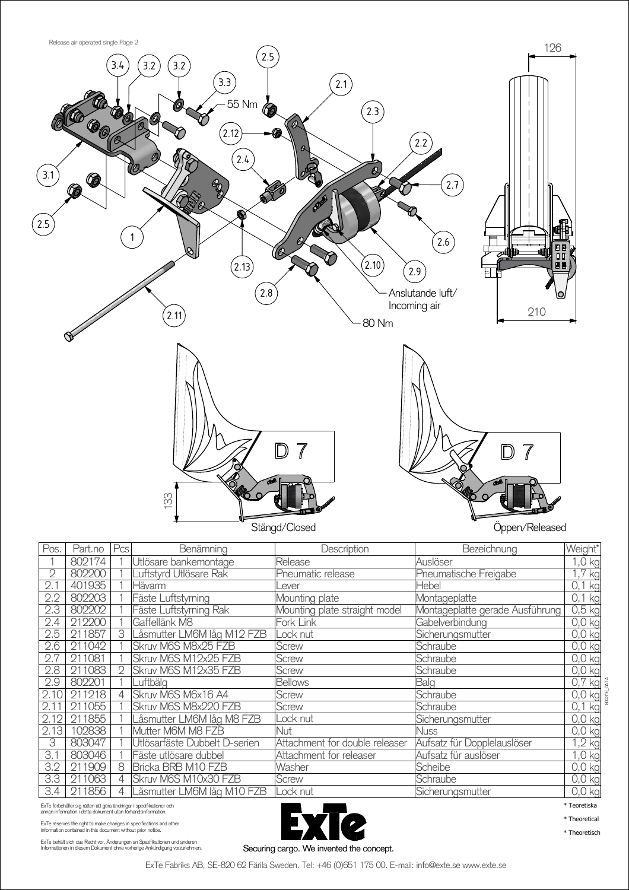Release air operated single Page 2

3.4 3.2 3.2 3.3 55 Nm 2.5 2.1 2.3 2.12 2.2 2.4 2.7 3.1 2.5 1 2.6 2.13 2.10 2.9 2.8 Anslutande luft/ Incoming air 2.11 80 Nm

126

210

133

D 7 Stängd/Closed

D 7 Öppen/Released

| Pos. | Part.no | Pcs | Benämning | Description | Bezeichnung | Weight* |
|---|---|---|---|---|---|---|
| 1 | 802174 | 1 | Utlösare bankemontage | Release | Auslöser | 1,0 kg |
| 2 | 802200 | 1 | Luftstyrd Utlösare Rak | Pneumatic release | Pneumatische Freigabe | 1,7 kg |
| 2.1 | 401935 | 1 | Hävarm | Lever | Hebel | 0,1 kg |
| 2.2 | 802203 | 1 | Fäste Luftstyrning | Mounting plate | Montageplatte | 0,1 kg |
| 2.3 | 802202 | 1 | Fäste Luftstyrning Rak | Mounting plate straight model | Montageplatte gerade Ausführung | 0,5 kg |
| 2.4 | 212200 | 1 | Gaffellänk M8 | Fork Link | Gabelverbindung | 0,0 kg |
| 2.5 | 211857 | 3 | Låsmutter LM6M låg M12 FZB | Lock nut | Sicherungsmutter | 0,0 kg |
| 2.6 | 211042 | 1 | Skruv M6S M8x25 FZB | Screw | Schraube | 0,0 kg |
| 2.7 | 211081 | 1 | Skruv M6S M12x25 FZB | Screw | Schraube | 0,0 kg |
| 2.8 | 211083 | 2 | Skruv M6S M12x35 FZB | Screw | Schraube | 0,0 kg |
| 2.9 | 802201 | 1 | Luftbälg | Bellows | Balg | 0,7 kg |
| 2.10 | 211218 | 4 | Skruv M6S M6x16 A4 | Screw | Schraube | 0,0 kg |
| 2.11 | 211055 | 1 | Skruv M6S M8x220 FZB | Screw | Schraube | 0,1 kg |
| 2.12 | 211855 | 1 | Låsmutter LM6M låg M8 FZB | Lock nut | Sicherungsmutter | 0,0 kg |
| 2.13 | 102838 | 1 | Mutter M6M M8 FZB | Nut | Nuss | 0,0 kg |
| 3 | 803047 | 1 | Utlösarfäste Dubbelt D-serien | Attachment for double releaser | Aufsatz für Dopplelauslöser | 1,2 kg |
| 3.1 | 803046 | 1 | Fäste utlösare dubbel | Attachment for releaser | Aufsatz für auslöser | 1,0 kg |
| 3.2 | 211909 | 8 | Bricka BRB M10 FZB | Washer | Scheibe | 0,0 kg |
| 3.3 | 211063 | 4 | Skruv M6S M10x30 FZB | Screw | Schraube | 0,0 kg |
| 3.4 | 211856 | 4 | Låsmutter LM6M låg M10 FZB | Lock nut | Sicherungsmutter | 0,0 kg |

802316_DKT A

\* Teoretiska

\* Theoretical

\* Theoretisch

ExTe förbehåller sig rätten att göra ändringar i specifikationer och annan information i detta dokument utan förhandsinformation.

ExTe reserves the right to make changes in specifications and other information contained in this document without prior notice.

ExTe behält sich das Recht vor, Änderungen an Spezifikationen und anderen Informationen in diesem Dokument ohne vorherige Ankündigung vorzunehmen.

ExTe

Securing cargo. We invented the concept.

ExTe Fabriks AB, SE-820 62 Färila Sweden. Tel: +46 (0)651 175 00. E-mail: info@exte.se www.exte.se